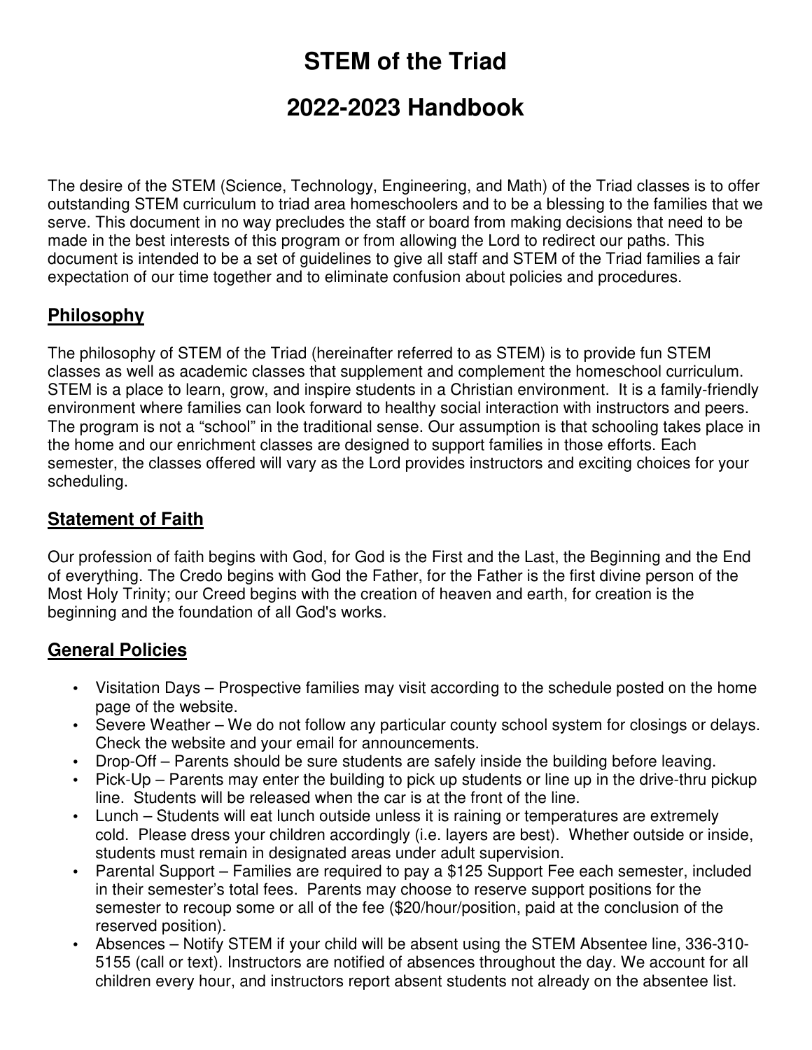# STEM of the Triad

# 2022-2023 Handbook

The desire of the STEM (Science, Technology, Engineering, and Math) of the Triad classes is to offer outstanding STEM curriculum to triad area homeschoolers and to be a blessing to the families that we serve. This document in no way precludes the staff or board from making decisions that need to be made in the best interests of this program or from allowing the Lord to redirect our paths. This document is intended to be a set of guidelines to give all staff and STEM of the Triad families a fair expectation of our time together and to eliminate confusion about policies and procedures.

## Philosophy

The philosophy of STEM of the Triad (hereinafter referred to as STEM) is to provide fun STEM classes as well as academic classes that supplement and complement the homeschool curriculum. STEM is a place to learn, grow, and inspire students in a Christian environment. It is a family-friendly environment where families can look forward to healthy social interaction with instructors and peers. The program is not a "school" in the traditional sense. Our assumption is that schooling takes place in the home and our enrichment classes are designed to support families in those efforts. Each semester, the classes offered will vary as the Lord provides instructors and exciting choices for your scheduling.

## Statement of Faith

Our profession of faith begins with God, for God is the First and the Last, the Beginning and the End of everything. The Credo begins with God the Father, for the Father is the first divine person of the Most Holy Trinity; our Creed begins with the creation of heaven and earth, for creation is the beginning and the foundation of all God's works.

## General Policies

- Visitation Days – Prospective families may visit according to the schedule posted on the home page of the website.
- Severe Weather – We do not follow any particular county school system for closings or delays. Check the website and your email for announcements.
- Drop-Off – Parents should be sure students are safely inside the building before leaving.
- Pick-Up – Parents may enter the building to pick up students or line up in the drive-thru pickup line. Students will be released when the car is at the front of the line.
- Lunch – Students will eat lunch outside unless it is raining or temperatures are extremely cold. Please dress your children accordingly (i.e. layers are best). Whether outside or inside, students must remain in designated areas under adult supervision.
- Parental Support – Families are required to pay a $125 Support Fee each semester, included in their semester's total fees. Parents may choose to reserve support positions for the semester to recoup some or all of the fee ($20/hour/position, paid at the conclusion of the reserved position).
- Absences – Notify STEM if your child will be absent using the STEM Absentee line, 336-310-5155 (call or text). Instructors are notified of absences throughout the day. We account for all children every hour, and instructors report absent students not already on the absentee list.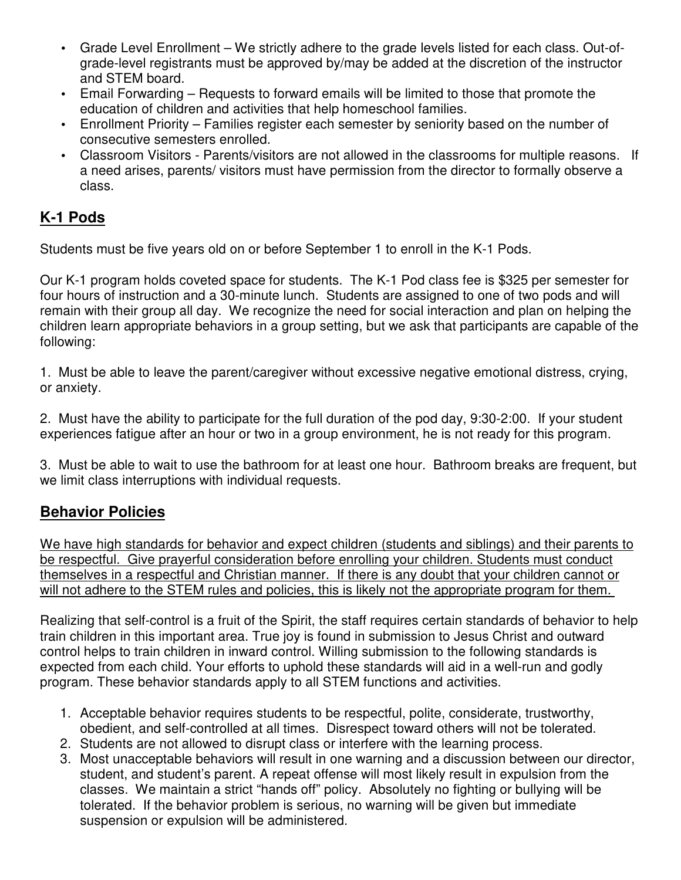- Grade Level Enrollment – We strictly adhere to the grade levels listed for each class. Out-of-grade-level registrants must be approved by/may be added at the discretion of the instructor and STEM board.
- Email Forwarding – Requests to forward emails will be limited to those that promote the education of children and activities that help homeschool families.
- Enrollment Priority – Families register each semester by seniority based on the number of consecutive semesters enrolled.
- Classroom Visitors - Parents/visitors are not allowed in the classrooms for multiple reasons. If a need arises, parents/ visitors must have permission from the director to formally observe a class.

## K-1 Pods

Students must be five years old on or before September 1 to enroll in the K-1 Pods.

Our K-1 program holds coveted space for students. The K-1 Pod class fee is $325 per semester for four hours of instruction and a 30-minute lunch. Students are assigned to one of two pods and will remain with their group all day. We recognize the need for social interaction and plan on helping the children learn appropriate behaviors in a group setting, but we ask that participants are capable of the following:

1. Must be able to leave the parent/caregiver without excessive negative emotional distress, crying, or anxiety.

2. Must have the ability to participate for the full duration of the pod day, 9:30-2:00. If your student experiences fatigue after an hour or two in a group environment, he is not ready for this program.

3. Must be able to wait to use the bathroom for at least one hour. Bathroom breaks are frequent, but we limit class interruptions with individual requests.

## Behavior Policies

<u>We have high standards for behavior and expect children (students and siblings) and their parents to be respectful. Give prayerful consideration before enrolling your children. Students must conduct themselves in a respectful and Christian manner. If there is any doubt that your children cannot or will not adhere to the STEM rules and policies, this is likely not the appropriate program for them.</u>

Realizing that self-control is a fruit of the Spirit, the staff requires certain standards of behavior to help train children in this important area. True joy is found in submission to Jesus Christ and outward control helps to train children in inward control. Willing submission to the following standards is expected from each child. Your efforts to uphold these standards will aid in a well-run and godly program. These behavior standards apply to all STEM functions and activities.

1. Acceptable behavior requires students to be respectful, polite, considerate, trustworthy, obedient, and self-controlled at all times. Disrespect toward others will not be tolerated.
2. Students are not allowed to disrupt class or interfere with the learning process.
3. Most unacceptable behaviors will result in one warning and a discussion between our director, student, and student's parent. A repeat offense will most likely result in expulsion from the classes. We maintain a strict "hands off" policy. Absolutely no fighting or bullying will be tolerated. If the behavior problem is serious, no warning will be given but immediate suspension or expulsion will be administered.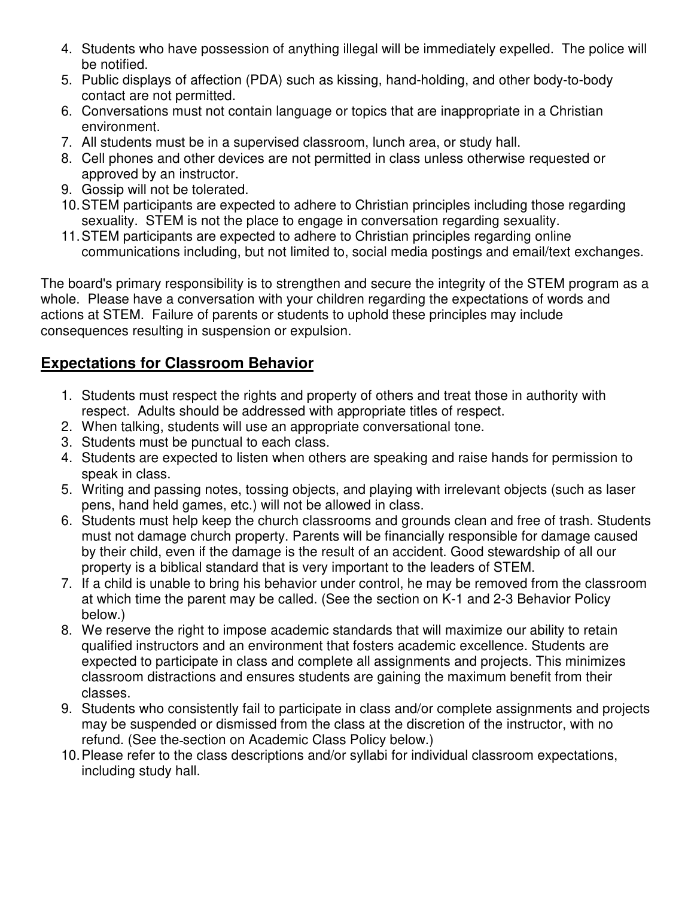4. Students who have possession of anything illegal will be immediately expelled. The police will be notified.
5. Public displays of affection (PDA) such as kissing, hand-holding, and other body-to-body contact are not permitted.
6. Conversations must not contain language or topics that are inappropriate in a Christian environment.
7. All students must be in a supervised classroom, lunch area, or study hall.
8. Cell phones and other devices are not permitted in class unless otherwise requested or approved by an instructor.
9. Gossip will not be tolerated.
10. STEM participants are expected to adhere to Christian principles including those regarding sexuality. STEM is not the place to engage in conversation regarding sexuality.
11. STEM participants are expected to adhere to Christian principles regarding online communications including, but not limited to, social media postings and email/text exchanges.

The board's primary responsibility is to strengthen and secure the integrity of the STEM program as a whole. Please have a conversation with your children regarding the expectations of words and actions at STEM. Failure of parents or students to uphold these principles may include consequences resulting in suspension or expulsion.

## **Expectations for Classroom Behavior**

1. Students must respect the rights and property of others and treat those in authority with respect. Adults should be addressed with appropriate titles of respect.
2. When talking, students will use an appropriate conversational tone.
3. Students must be punctual to each class.
4. Students are expected to listen when others are speaking and raise hands for permission to speak in class.
5. Writing and passing notes, tossing objects, and playing with irrelevant objects (such as laser pens, hand held games, etc.) will not be allowed in class.
6. Students must help keep the church classrooms and grounds clean and free of trash. Students must not damage church property. Parents will be financially responsible for damage caused by their child, even if the damage is the result of an accident. Good stewardship of all our property is a biblical standard that is very important to the leaders of STEM.
7. If a child is unable to bring his behavior under control, he may be removed from the classroom at which time the parent may be called. (See the section on K-1 and 2-3 Behavior Policy below.)
8. We reserve the right to impose academic standards that will maximize our ability to retain qualified instructors and an environment that fosters academic excellence. Students are expected to participate in class and complete all assignments and projects. This minimizes classroom distractions and ensures students are gaining the maximum benefit from their classes.
9. Students who consistently fail to participate in class and/or complete assignments and projects may be suspended or dismissed from the class at the discretion of the instructor, with no refund. (See the section on Academic Class Policy below.)
10. Please refer to the class descriptions and/or syllabi for individual classroom expectations, including study hall.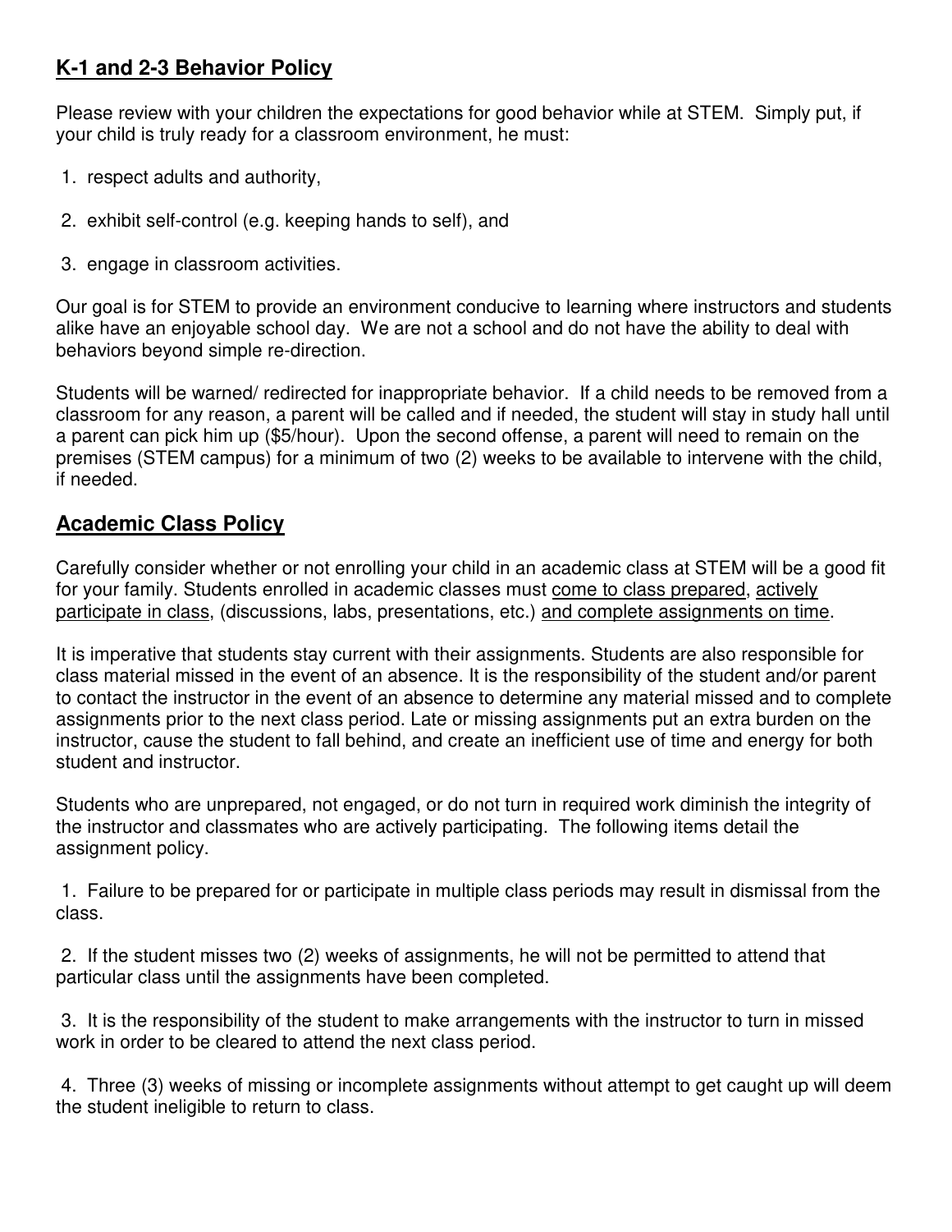## K-1 and 2-3 Behavior Policy

Please review with your children the expectations for good behavior while at STEM. Simply put, if your child is truly ready for a classroom environment, he must:

1. respect adults and authority,

2. exhibit self-control (e.g. keeping hands to self), and

3. engage in classroom activities.

Our goal is for STEM to provide an environment conducive to learning where instructors and students alike have an enjoyable school day. We are not a school and do not have the ability to deal with behaviors beyond simple re-direction.

Students will be warned/ redirected for inappropriate behavior. If a child needs to be removed from a classroom for any reason, a parent will be called and if needed, the student will stay in study hall until a parent can pick him up ($5/hour). Upon the second offense, a parent will need to remain on the premises (STEM campus) for a minimum of two (2) weeks to be available to intervene with the child, if needed.

## Academic Class Policy

Carefully consider whether or not enrolling your child in an academic class at STEM will be a good fit for your family. Students enrolled in academic classes must <u>come to class prepared</u>, <u>actively participate in class</u>, (discussions, labs, presentations, etc.) <u>and complete assignments on time</u>.

It is imperative that students stay current with their assignments. Students are also responsible for class material missed in the event of an absence. It is the responsibility of the student and/or parent to contact the instructor in the event of an absence to determine any material missed and to complete assignments prior to the next class period. Late or missing assignments put an extra burden on the instructor, cause the student to fall behind, and create an inefficient use of time and energy for both student and instructor.

Students who are unprepared, not engaged, or do not turn in required work diminish the integrity of the instructor and classmates who are actively participating. The following items detail the assignment policy.

1. Failure to be prepared for or participate in multiple class periods may result in dismissal from the class.

2. If the student misses two (2) weeks of assignments, he will not be permitted to attend that particular class until the assignments have been completed.

3. It is the responsibility of the student to make arrangements with the instructor to turn in missed work in order to be cleared to attend the next class period.

4. Three (3) weeks of missing or incomplete assignments without attempt to get caught up will deem the student ineligible to return to class.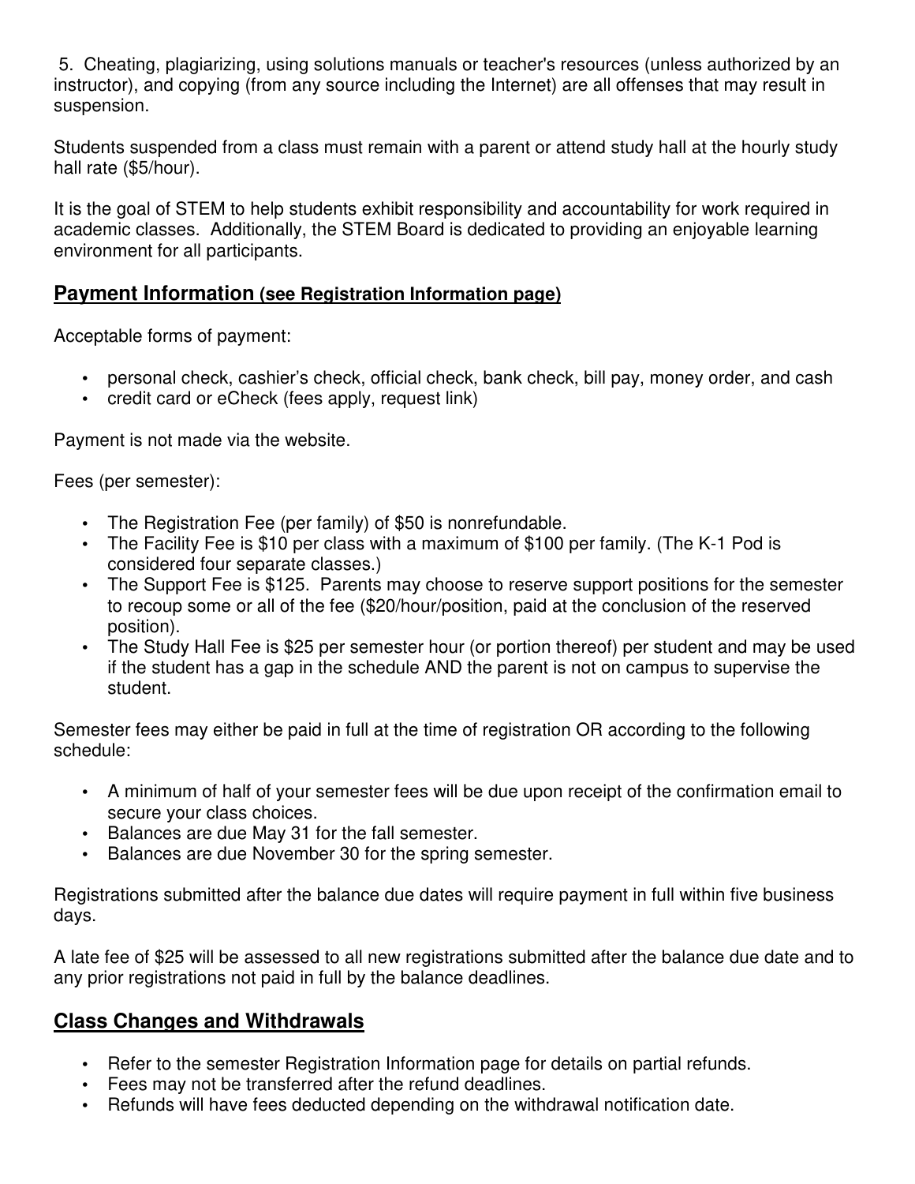5. Cheating, plagiarizing, using solutions manuals or teacher's resources (unless authorized by an instructor), and copying (from any source including the Internet) are all offenses that may result in suspension.

Students suspended from a class must remain with a parent or attend study hall at the hourly study hall rate ($5/hour).

It is the goal of STEM to help students exhibit responsibility and accountability for work required in academic classes. Additionally, the STEM Board is dedicated to providing an enjoyable learning environment for all participants.

## Payment Information (see Registration Information page)

Acceptable forms of payment:

- personal check, cashier's check, official check, bank check, bill pay, money order, and cash
- credit card or eCheck (fees apply, request link)

Payment is not made via the website.

Fees (per semester):

- The Registration Fee (per family) of $50 is nonrefundable.
- The Facility Fee is $10 per class with a maximum of $100 per family. (The K-1 Pod is considered four separate classes.)
- The Support Fee is $125. Parents may choose to reserve support positions for the semester to recoup some or all of the fee ($20/hour/position, paid at the conclusion of the reserved position).
- The Study Hall Fee is $25 per semester hour (or portion thereof) per student and may be used if the student has a gap in the schedule AND the parent is not on campus to supervise the student.

Semester fees may either be paid in full at the time of registration OR according to the following schedule:

- A minimum of half of your semester fees will be due upon receipt of the confirmation email to secure your class choices.
- Balances are due May 31 for the fall semester.
- Balances are due November 30 for the spring semester.

Registrations submitted after the balance due dates will require payment in full within five business days.

A late fee of $25 will be assessed to all new registrations submitted after the balance due date and to any prior registrations not paid in full by the balance deadlines.

## Class Changes and Withdrawals

- Refer to the semester Registration Information page for details on partial refunds.
- Fees may not be transferred after the refund deadlines.
- Refunds will have fees deducted depending on the withdrawal notification date.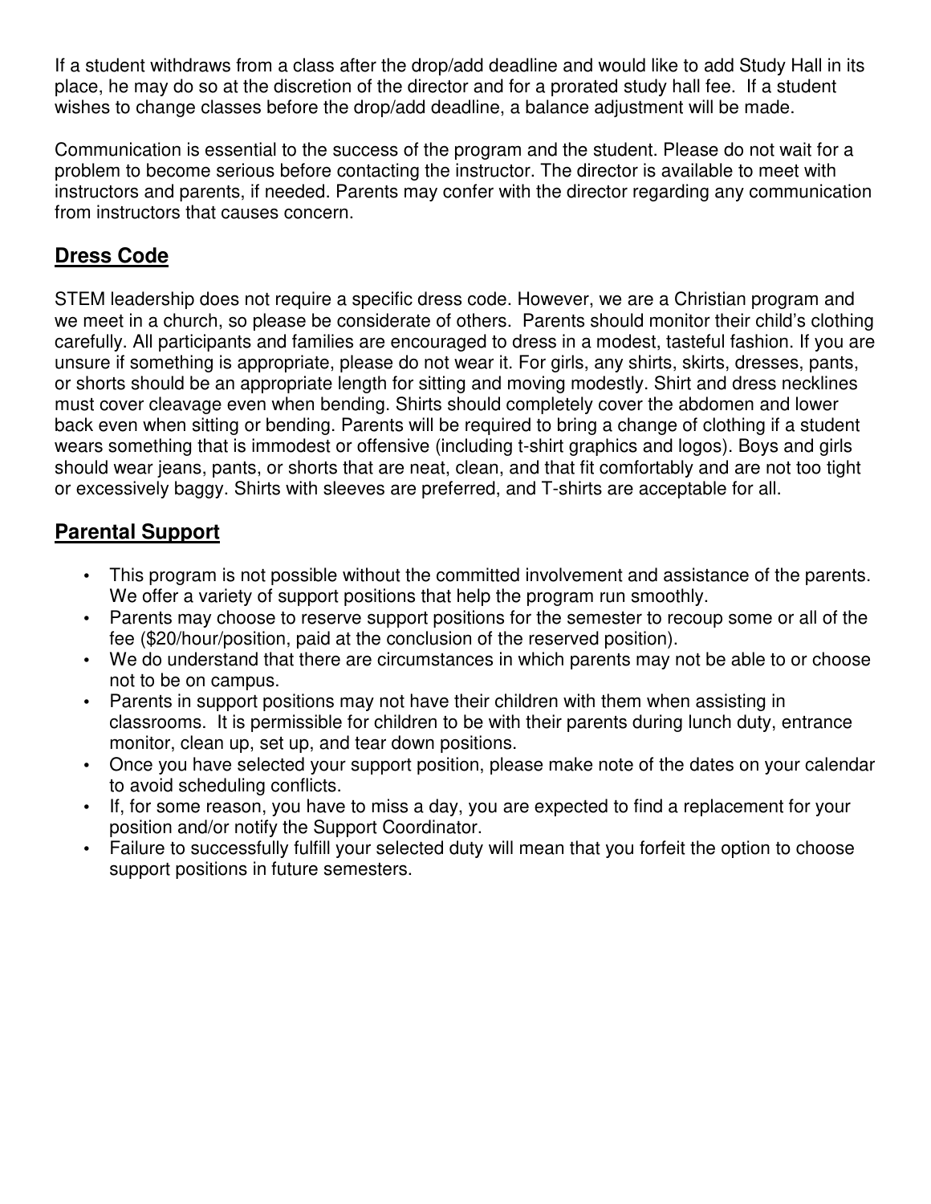If a student withdraws from a class after the drop/add deadline and would like to add Study Hall in its place, he may do so at the discretion of the director and for a prorated study hall fee. If a student wishes to change classes before the drop/add deadline, a balance adjustment will be made.

Communication is essential to the success of the program and the student. Please do not wait for a problem to become serious before contacting the instructor. The director is available to meet with instructors and parents, if needed. Parents may confer with the director regarding any communication from instructors that causes concern.

## Dress Code

STEM leadership does not require a specific dress code. However, we are a Christian program and we meet in a church, so please be considerate of others. Parents should monitor their child's clothing carefully. All participants and families are encouraged to dress in a modest, tasteful fashion. If you are unsure if something is appropriate, please do not wear it. For girls, any shirts, skirts, dresses, pants, or shorts should be an appropriate length for sitting and moving modestly. Shirt and dress necklines must cover cleavage even when bending. Shirts should completely cover the abdomen and lower back even when sitting or bending. Parents will be required to bring a change of clothing if a student wears something that is immodest or offensive (including t-shirt graphics and logos). Boys and girls should wear jeans, pants, or shorts that are neat, clean, and that fit comfortably and are not too tight or excessively baggy. Shirts with sleeves are preferred, and T-shirts are acceptable for all.

## Parental Support

- This program is not possible without the committed involvement and assistance of the parents. We offer a variety of support positions that help the program run smoothly.
- Parents may choose to reserve support positions for the semester to recoup some or all of the fee ($20/hour/position, paid at the conclusion of the reserved position).
- We do understand that there are circumstances in which parents may not be able to or choose not to be on campus.
- Parents in support positions may not have their children with them when assisting in classrooms. It is permissible for children to be with their parents during lunch duty, entrance monitor, clean up, set up, and tear down positions.
- Once you have selected your support position, please make note of the dates on your calendar to avoid scheduling conflicts.
- If, for some reason, you have to miss a day, you are expected to find a replacement for your position and/or notify the Support Coordinator.
- Failure to successfully fulfill your selected duty will mean that you forfeit the option to choose support positions in future semesters.